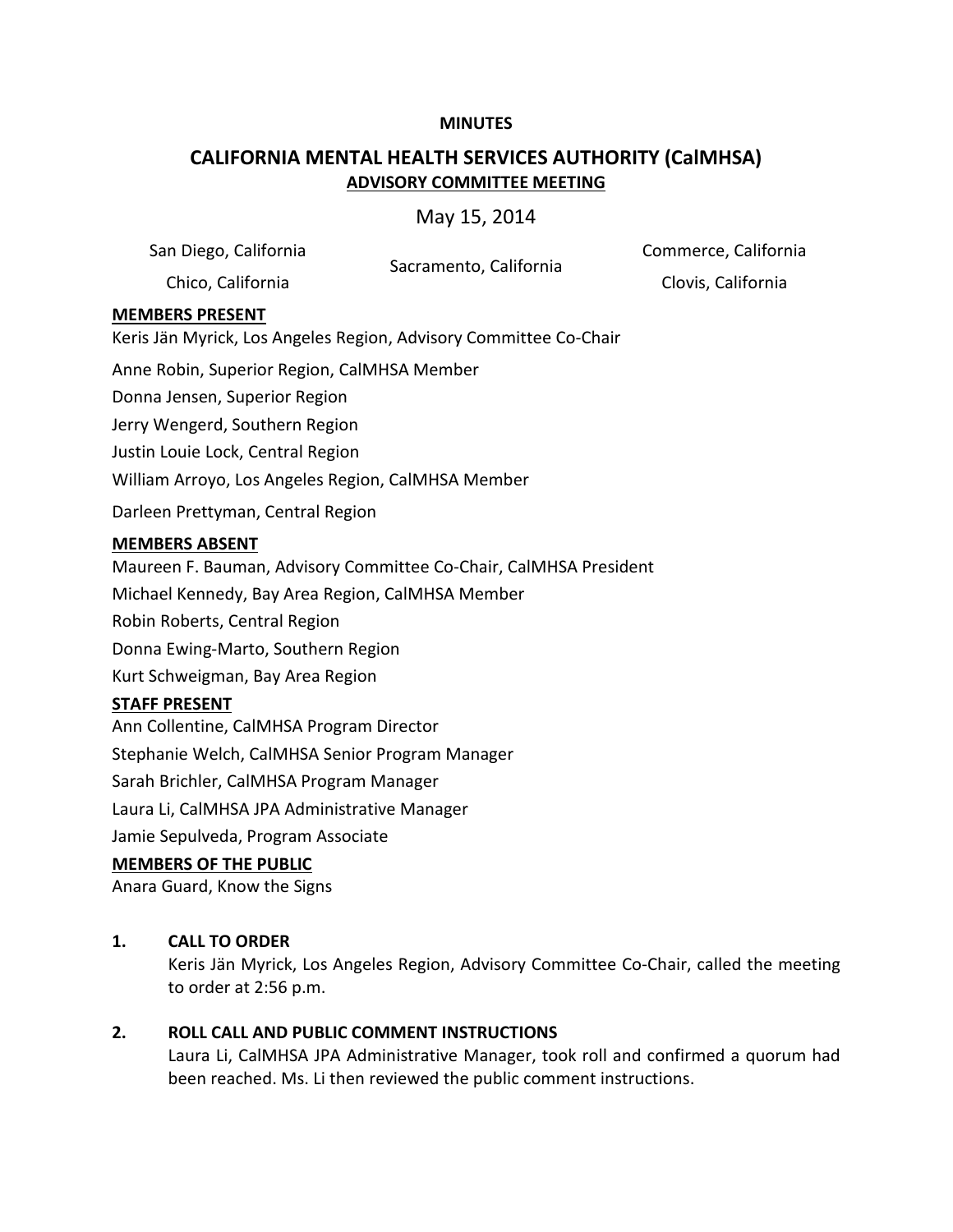**MINUTES**

# CALIFORNIA MENTAL HEALTH SERVICES AUTHORITY (CalMHSA)

## ADVISORY COMMITTEE MEETING

May 15, 2014

San Diego, California
Chico, California
Sacramento, California
Commerce, California
Clovis, California

**MEMBERS PRESENT**

Keris Jän Myrick, Los Angeles Region, Advisory Committee Co-Chair

Anne Robin, Superior Region, CalMHSA Member

Donna Jensen, Superior Region

Jerry Wengerd, Southern Region

Justin Louie Lock, Central Region

William Arroyo, Los Angeles Region, CalMHSA Member

Darleen Prettyman, Central Region

**MEMBERS ABSENT**

Maureen F. Bauman, Advisory Committee Co-Chair, CalMHSA President

Michael Kennedy, Bay Area Region, CalMHSA Member

Robin Roberts, Central Region

Donna Ewing-Marto, Southern Region

Kurt Schweigman, Bay Area Region

**STAFF PRESENT**

Ann Collentine, CalMHSA Program Director

Stephanie Welch, CalMHSA Senior Program Manager

Sarah Brichler, CalMHSA Program Manager

Laura Li, CalMHSA JPA Administrative Manager

Jamie Sepulveda, Program Associate

**MEMBERS OF THE PUBLIC**

Anara Guard, Know the Signs

**1. CALL TO ORDER**

Keris Jän Myrick, Los Angeles Region, Advisory Committee Co-Chair, called the meeting to order at 2:56 p.m.

**2. ROLL CALL AND PUBLIC COMMENT INSTRUCTIONS**

Laura Li, CalMHSA JPA Administrative Manager, took roll and confirmed a quorum had been reached. Ms. Li then reviewed the public comment instructions.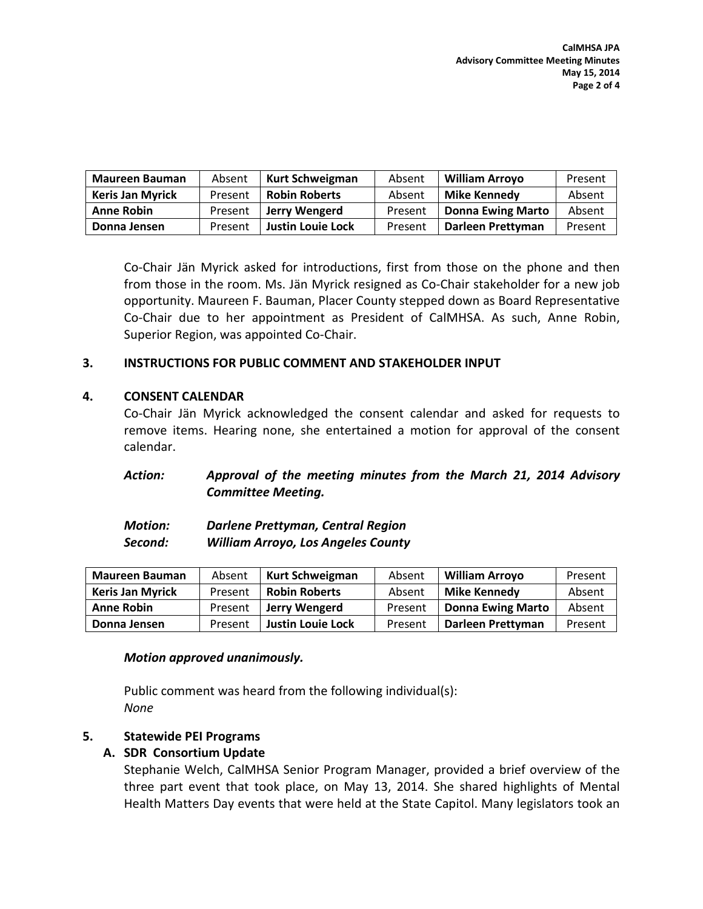| Maureen Bauman | Absent | Kurt Schweigman | Absent | William Arroyo | Present |
|---|---|---|---|---|---|
| Keris Jan Myrick | Present | Robin Roberts | Absent | Mike Kennedy | Absent |
| Anne Robin | Present | Jerry Wengerd | Present | Donna Ewing Marto | Absent |
| Donna Jensen | Present | Justin Louie Lock | Present | Darleen Prettyman | Present |

Co-Chair Jän Myrick asked for introductions, first from those on the phone and then from those in the room. Ms. Jän Myrick resigned as Co-Chair stakeholder for a new job opportunity. Maureen F. Bauman, Placer County stepped down as Board Representative Co-Chair due to her appointment as President of CalMHSA. As such, Anne Robin, Superior Region, was appointed Co-Chair.

**3. INSTRUCTIONS FOR PUBLIC COMMENT AND STAKEHOLDER INPUT**

**4. CONSENT CALENDAR**

Co-Chair Jän Myrick acknowledged the consent calendar and asked for requests to remove items. Hearing none, she entertained a motion for approval of the consent calendar.

***Action:*** ***Approval of the meeting minutes from the March 21, 2014 Advisory Committee Meeting.***

***Motion:*** ***Darlene Prettyman, Central Region***
***Second:*** ***William Arroyo, Los Angeles County***

| Maureen Bauman | Absent | Kurt Schweigman | Absent | William Arroyo | Present |
|---|---|---|---|---|---|
| Keris Jan Myrick | Present | Robin Roberts | Absent | Mike Kennedy | Absent |
| Anne Robin | Present | Jerry Wengerd | Present | Donna Ewing Marto | Absent |
| Donna Jensen | Present | Justin Louie Lock | Present | Darleen Prettyman | Present |

***Motion approved unanimously.***

Public comment was heard from the following individual(s):
*None*

**5. Statewide PEI Programs**

**A. SDR Consortium Update**

Stephanie Welch, CalMHSA Senior Program Manager, provided a brief overview of the three part event that took place, on May 13, 2014. She shared highlights of Mental Health Matters Day events that were held at the State Capitol. Many legislators took an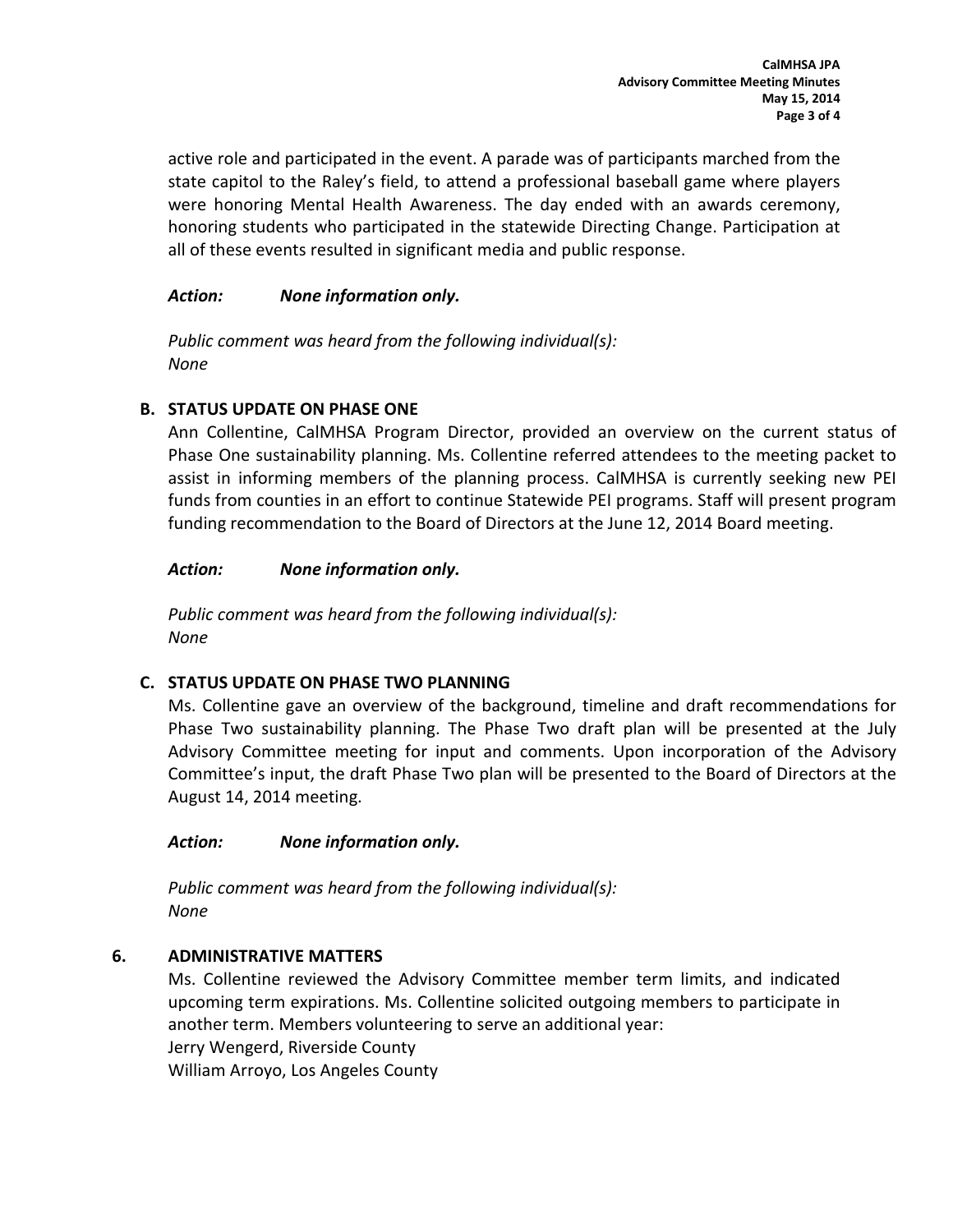active role and participated in the event. A parade was of participants marched from the state capitol to the Raley's field, to attend a professional baseball game where players were honoring Mental Health Awareness. The day ended with an awards ceremony, honoring students who participated in the statewide Directing Change. Participation at all of these events resulted in significant media and public response.

***Action:*** ***None information only.***

*Public comment was heard from the following individual(s):*
*None*

### B. STATUS UPDATE ON PHASE ONE

Ann Collentine, CalMHSA Program Director, provided an overview on the current status of Phase One sustainability planning. Ms. Collentine referred attendees to the meeting packet to assist in informing members of the planning process. CalMHSA is currently seeking new PEI funds from counties in an effort to continue Statewide PEI programs. Staff will present program funding recommendation to the Board of Directors at the June 12, 2014 Board meeting.

***Action:*** ***None information only.***

*Public comment was heard from the following individual(s):*
*None*

### C. STATUS UPDATE ON PHASE TWO PLANNING

Ms. Collentine gave an overview of the background, timeline and draft recommendations for Phase Two sustainability planning. The Phase Two draft plan will be presented at the July Advisory Committee meeting for input and comments. Upon incorporation of the Advisory Committee's input, the draft Phase Two plan will be presented to the Board of Directors at the August 14, 2014 meeting.

***Action:*** ***None information only.***

*Public comment was heard from the following individual(s):*
*None*

## 6. ADMINISTRATIVE MATTERS

Ms. Collentine reviewed the Advisory Committee member term limits, and indicated upcoming term expirations. Ms. Collentine solicited outgoing members to participate in another term. Members volunteering to serve an additional year:
Jerry Wengerd, Riverside County
William Arroyo, Los Angeles County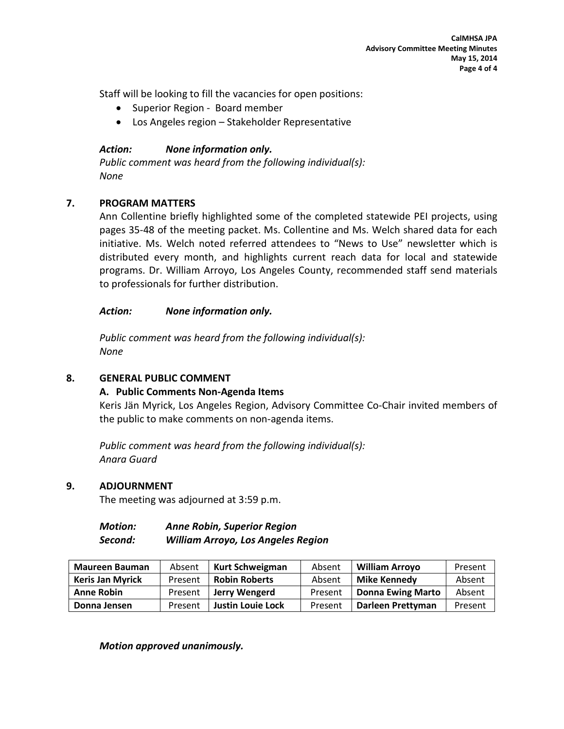Staff will be looking to fill the vacancies for open positions:

- Superior Region - Board member
- Los Angeles region – Stakeholder Representative

***Action: None information only.***

*Public comment was heard from the following individual(s):*
*None*

## 7. PROGRAM MATTERS

Ann Collentine briefly highlighted some of the completed statewide PEI projects, using pages 35-48 of the meeting packet. Ms. Collentine and Ms. Welch shared data for each initiative. Ms. Welch noted referred attendees to "News to Use" newsletter which is distributed every month, and highlights current reach data for local and statewide programs. Dr. William Arroyo, Los Angeles County, recommended staff send materials to professionals for further distribution.

***Action: None information only.***

*Public comment was heard from the following individual(s):*
*None*

## 8. GENERAL PUBLIC COMMENT

### A. Public Comments Non-Agenda Items

Keris Jän Myrick, Los Angeles Region, Advisory Committee Co-Chair invited members of the public to make comments on non-agenda items.

*Public comment was heard from the following individual(s):*
*Anara Guard*

## 9. ADJOURNMENT

The meeting was adjourned at 3:59 p.m.

***Motion: Anne Robin, Superior Region***
***Second: William Arroyo, Los Angeles Region***

| | | | | | |
|---|---|---|---|---|---|
| **Maureen Bauman** | Absent | **Kurt Schweigman** | Absent | **William Arroyo** | Present |
| **Keris Jan Myrick** | Present | **Robin Roberts** | Absent | **Mike Kennedy** | Absent |
| **Anne Robin** | Present | **Jerry Wengerd** | Present | **Donna Ewing Marto** | Absent |
| **Donna Jensen** | Present | **Justin Louie Lock** | Present | **Darleen Prettyman** | Present |

***Motion approved unanimously.***